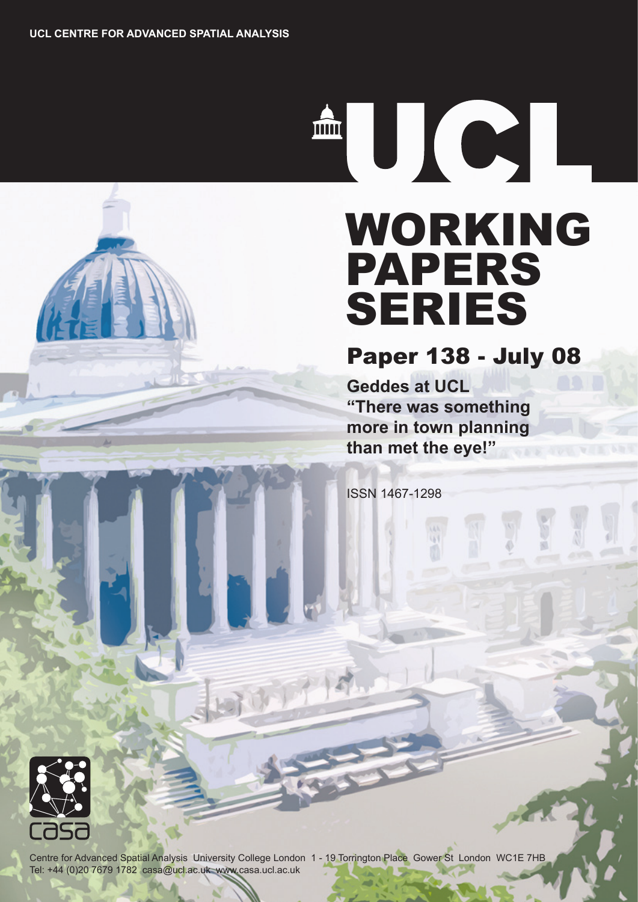UCL CENTRE FOR ADVANCED SPATIAL ANALYSIS

UCL

# WORKING PAPERS SERIES

## Paper 138 - July 08

**Geddes at UCL "There was something more in town planning than met the eye!"**

ISSN 1467-1298

casa

Centre for Advanced Spatial Analysis University College London 1 - 19 Torrington Place Gower St London WC1E 7HB
Tel: +44 (0)20 7679 1782 casa@ucl.ac.uk www.casa.ucl.ac.uk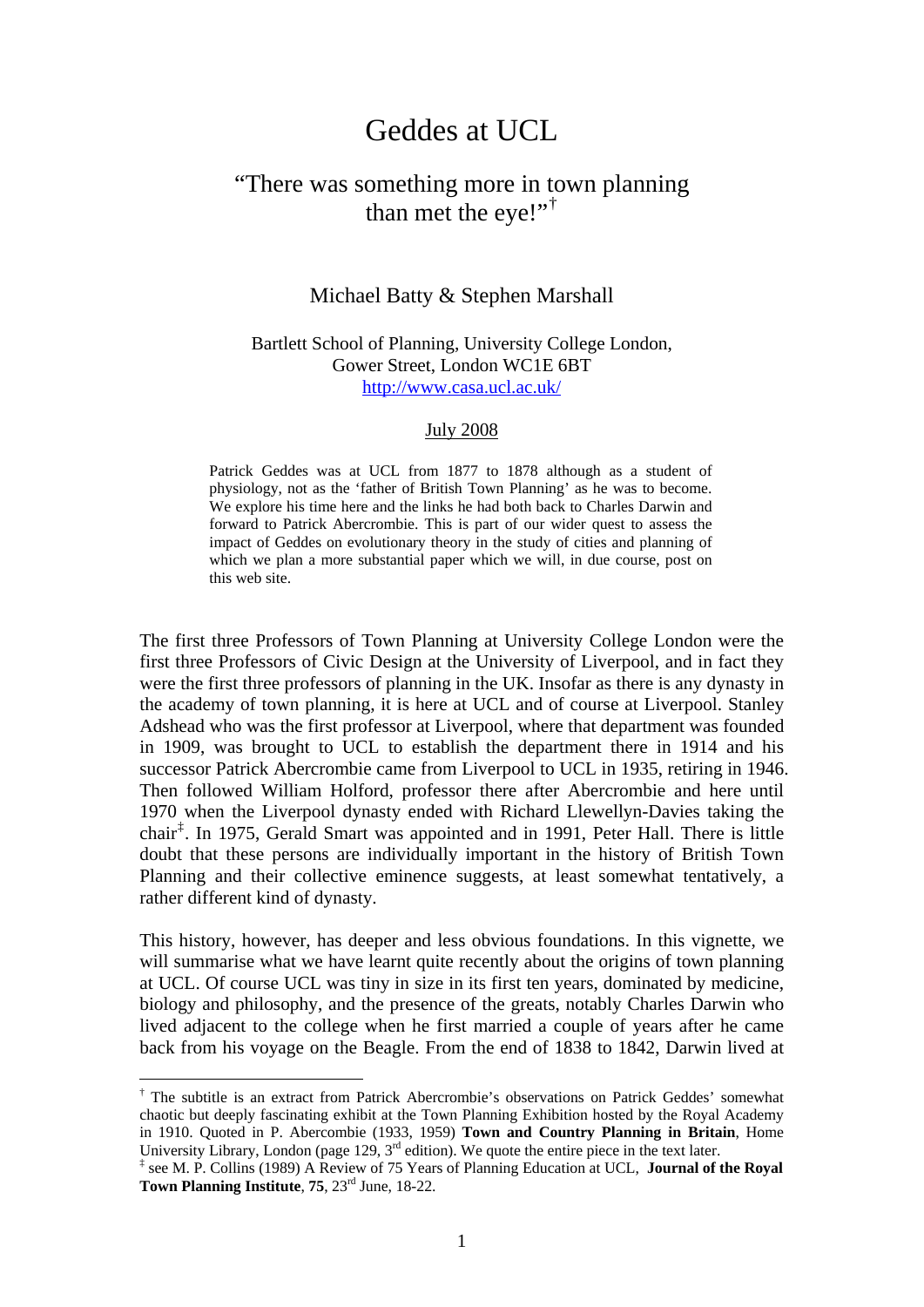# Geddes at UCL

## "There was something more in town planning than met the eye!"[†]

Michael Batty & Stephen Marshall

Bartlett School of Planning, University College London,
Gower Street, London WC1E 6BT
http://www.casa.ucl.ac.uk/

July 2008

Patrick Geddes was at UCL from 1877 to 1878 although as a student of physiology, not as the 'father of British Town Planning' as he was to become. We explore his time here and the links he had both back to Charles Darwin and forward to Patrick Abercrombie. This is part of our wider quest to assess the impact of Geddes on evolutionary theory in the study of cities and planning of which we plan a more substantial paper which we will, in due course, post on this web site.

The first three Professors of Town Planning at University College London were the first three Professors of Civic Design at the University of Liverpool, and in fact they were the first three professors of planning in the UK. Insofar as there is any dynasty in the academy of town planning, it is here at UCL and of course at Liverpool. Stanley Adshead who was the first professor at Liverpool, where that department was founded in 1909, was brought to UCL to establish the department there in 1914 and his successor Patrick Abercrombie came from Liverpool to UCL in 1935, retiring in 1946. Then followed William Holford, professor there after Abercrombie and here until 1970 when the Liverpool dynasty ended with Richard Llewellyn-Davies taking the chair[‡]. In 1975, Gerald Smart was appointed and in 1991, Peter Hall. There is little doubt that these persons are individually important in the history of British Town Planning and their collective eminence suggests, at least somewhat tentatively, a rather different kind of dynasty.

This history, however, has deeper and less obvious foundations. In this vignette, we will summarise what we have learnt quite recently about the origins of town planning at UCL. Of course UCL was tiny in size in its first ten years, dominated by medicine, biology and philosophy, and the presence of the greats, notably Charles Darwin who lived adjacent to the college when he first married a couple of years after he came back from his voyage on the Beagle. From the end of 1838 to 1842, Darwin lived at

---

[†] The subtitle is an extract from Patrick Abercrombie's observations on Patrick Geddes' somewhat chaotic but deeply fascinating exhibit at the Town Planning Exhibition hosted by the Royal Academy in 1910. Quoted in P. Abercombie (1933, 1959) **Town and Country Planning in Britain**, Home University Library, London (page 129, 3rd edition). We quote the entire piece in the text later.

[‡] see M. P. Collins (1989) A Review of 75 Years of Planning Education at UCL, **Journal of the Royal Town Planning Institute**, **75**, 23rd June, 18-22.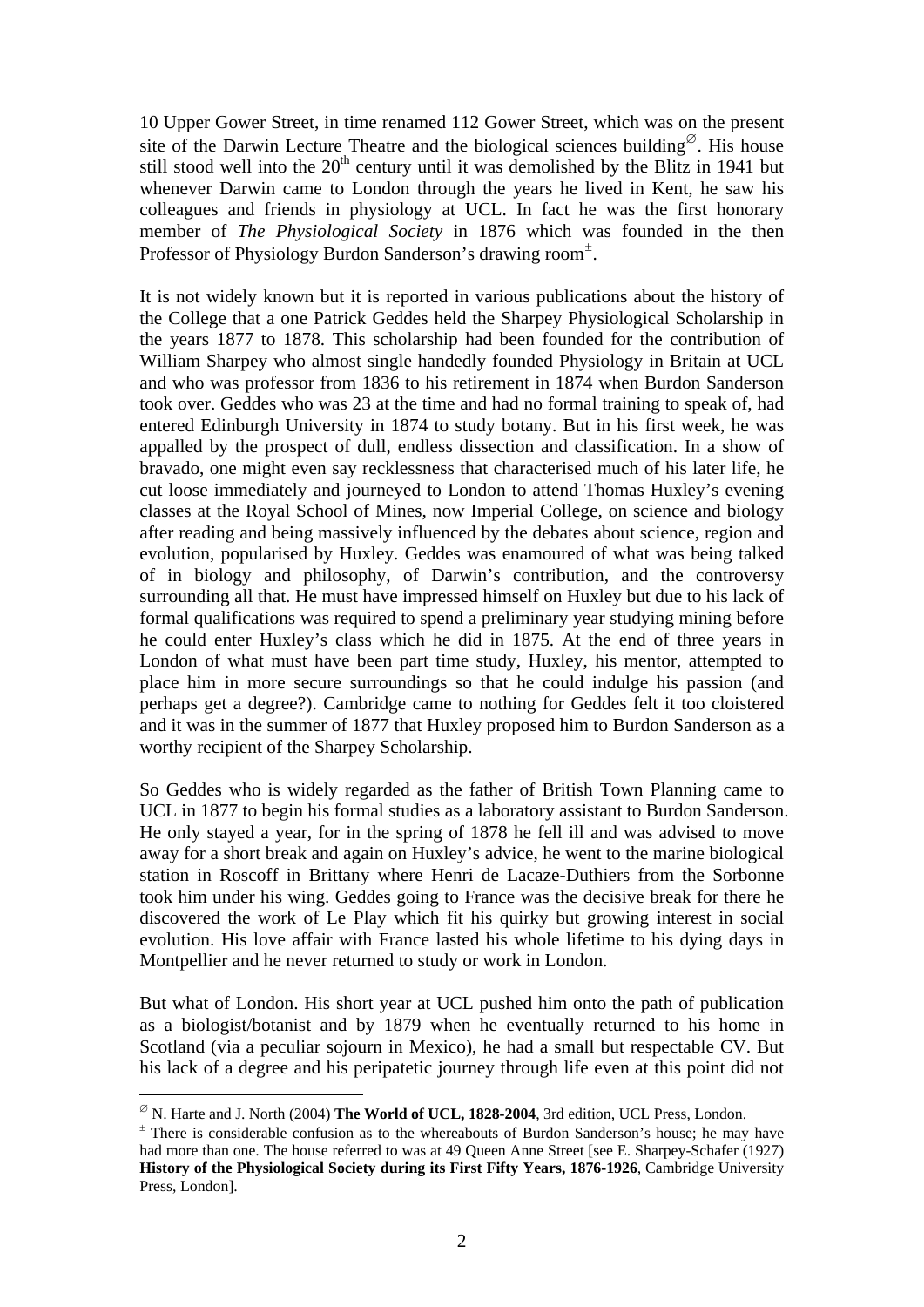10 Upper Gower Street, in time renamed 112 Gower Street, which was on the present site of the Darwin Lecture Theatre and the biological sciences building[∅]. His house still stood well into the 20th century until it was demolished by the Blitz in 1941 but whenever Darwin came to London through the years he lived in Kent, he saw his colleagues and friends in physiology at UCL. In fact he was the first honorary member of *The Physiological Society* in 1876 which was founded in the then Professor of Physiology Burdon Sanderson's drawing room[±].

It is not widely known but it is reported in various publications about the history of the College that a one Patrick Geddes held the Sharpey Physiological Scholarship in the years 1877 to 1878. This scholarship had been founded for the contribution of William Sharpey who almost single handedly founded Physiology in Britain at UCL and who was professor from 1836 to his retirement in 1874 when Burdon Sanderson took over. Geddes who was 23 at the time and had no formal training to speak of, had entered Edinburgh University in 1874 to study botany. But in his first week, he was appalled by the prospect of dull, endless dissection and classification. In a show of bravado, one might even say recklessness that characterised much of his later life, he cut loose immediately and journeyed to London to attend Thomas Huxley's evening classes at the Royal School of Mines, now Imperial College, on science and biology after reading and being massively influenced by the debates about science, region and evolution, popularised by Huxley. Geddes was enamoured of what was being talked of in biology and philosophy, of Darwin's contribution, and the controversy surrounding all that. He must have impressed himself on Huxley but due to his lack of formal qualifications was required to spend a preliminary year studying mining before he could enter Huxley's class which he did in 1875. At the end of three years in London of what must have been part time study, Huxley, his mentor, attempted to place him in more secure surroundings so that he could indulge his passion (and perhaps get a degree?). Cambridge came to nothing for Geddes felt it too cloistered and it was in the summer of 1877 that Huxley proposed him to Burdon Sanderson as a worthy recipient of the Sharpey Scholarship.

So Geddes who is widely regarded as the father of British Town Planning came to UCL in 1877 to begin his formal studies as a laboratory assistant to Burdon Sanderson. He only stayed a year, for in the spring of 1878 he fell ill and was advised to move away for a short break and again on Huxley's advice, he went to the marine biological station in Roscoff in Brittany where Henri de Lacaze-Duthiers from the Sorbonne took him under his wing. Geddes going to France was the decisive break for there he discovered the work of Le Play which fit his quirky but growing interest in social evolution. His love affair with France lasted his whole lifetime to his dying days in Montpellier and he never returned to study or work in London.

But what of London. His short year at UCL pushed him onto the path of publication as a biologist/botanist and by 1879 when he eventually returned to his home in Scotland (via a peculiar sojourn in Mexico), he had a small but respectable CV. But his lack of a degree and his peripatetic journey through life even at this point did not

---

[∅] N. Harte and J. North (2004) **The World of UCL, 1828-2004**, 3rd edition, UCL Press, London.

[±] There is considerable confusion as to the whereabouts of Burdon Sanderson's house; he may have had more than one. The house referred to was at 49 Queen Anne Street [see E. Sharpey-Schafer (1927) **History of the Physiological Society during its First Fifty Years, 1876-1926**, Cambridge University Press, London].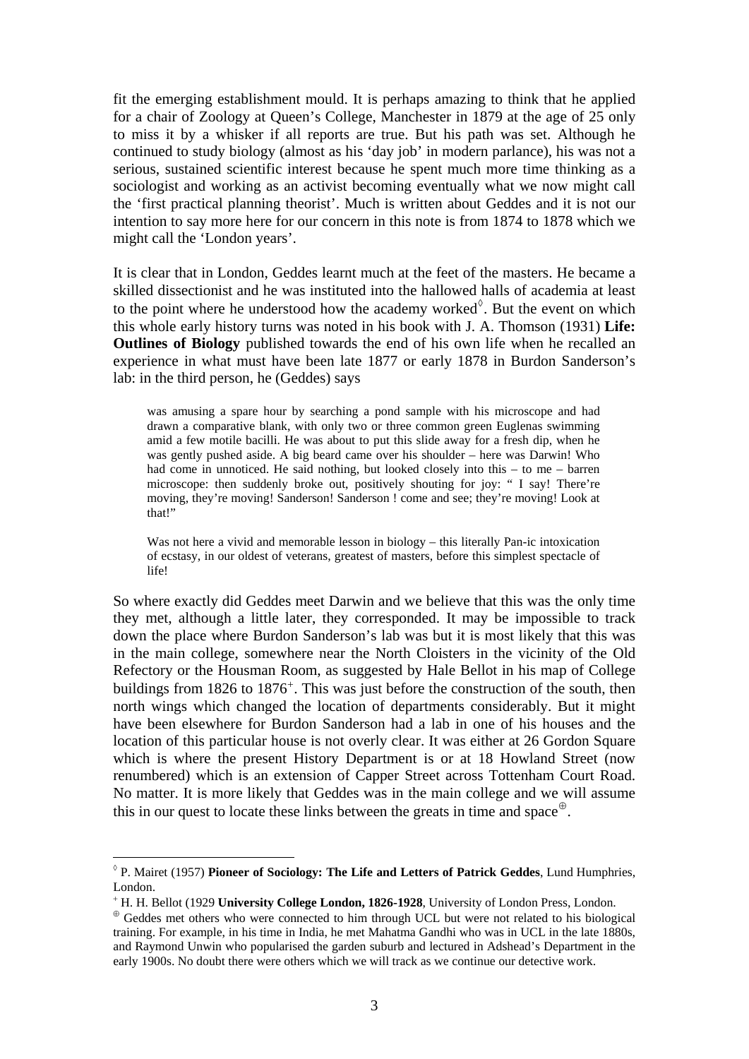fit the emerging establishment mould. It is perhaps amazing to think that he applied for a chair of Zoology at Queen's College, Manchester in 1879 at the age of 25 only to miss it by a whisker if all reports are true. But his path was set. Although he continued to study biology (almost as his 'day job' in modern parlance), his was not a serious, sustained scientific interest because he spent much more time thinking as a sociologist and working as an activist becoming eventually what we now might call the 'first practical planning theorist'. Much is written about Geddes and it is not our intention to say more here for our concern in this note is from 1874 to 1878 which we might call the 'London years'.

It is clear that in London, Geddes learnt much at the feet of the masters. He became a skilled dissectionist and he was instituted into the hallowed halls of academia at least to the point where he understood how the academy worked[◊]. But the event on which this whole early history turns was noted in his book with J. A. Thomson (1931) **Life: Outlines of Biology** published towards the end of his own life when he recalled an experience in what must have been late 1877 or early 1878 in Burdon Sanderson's lab: in the third person, he (Geddes) says

> was amusing a spare hour by searching a pond sample with his microscope and had drawn a comparative blank, with only two or three common green Euglenas swimming amid a few motile bacilli. He was about to put this slide away for a fresh dip, when he was gently pushed aside. A big beard came over his shoulder – here was Darwin! Who had come in unnoticed. He said nothing, but looked closely into this – to me – barren microscope: then suddenly broke out, positively shouting for joy: " I say! There're moving, they're moving! Sanderson! Sanderson ! come and see; they're moving! Look at that!"
>
> Was not here a vivid and memorable lesson in biology – this literally Pan-ic intoxication of ecstasy, in our oldest of veterans, greatest of masters, before this simplest spectacle of life!

So where exactly did Geddes meet Darwin and we believe that this was the only time they met, although a little later, they corresponded. It may be impossible to track down the place where Burdon Sanderson's lab was but it is most likely that this was in the main college, somewhere near the North Cloisters in the vicinity of the Old Refectory or the Housman Room, as suggested by Hale Bellot in his map of College buildings from 1826 to 1876[+]. This was just before the construction of the south, then north wings which changed the location of departments considerably. But it might have been elsewhere for Burdon Sanderson had a lab in one of his houses and the location of this particular house is not overly clear. It was either at 26 Gordon Square which is where the present History Department is or at 18 Howland Street (now renumbered) which is an extension of Capper Street across Tottenham Court Road. No matter. It is more likely that Geddes was in the main college and we will assume this in our quest to locate these links between the greats in time and space[⊕].

---

[◊] P. Mairet (1957) **Pioneer of Sociology: The Life and Letters of Patrick Geddes**, Lund Humphries, London.

[+] H. H. Bellot (1929 **University College London, 1826-1928**, University of London Press, London.

[⊕] Geddes met others who were connected to him through UCL but were not related to his biological training. For example, in his time in India, he met Mahatma Gandhi who was in UCL in the late 1880s, and Raymond Unwin who popularised the garden suburb and lectured in Adshead's Department in the early 1900s. No doubt there were others which we will track as we continue our detective work.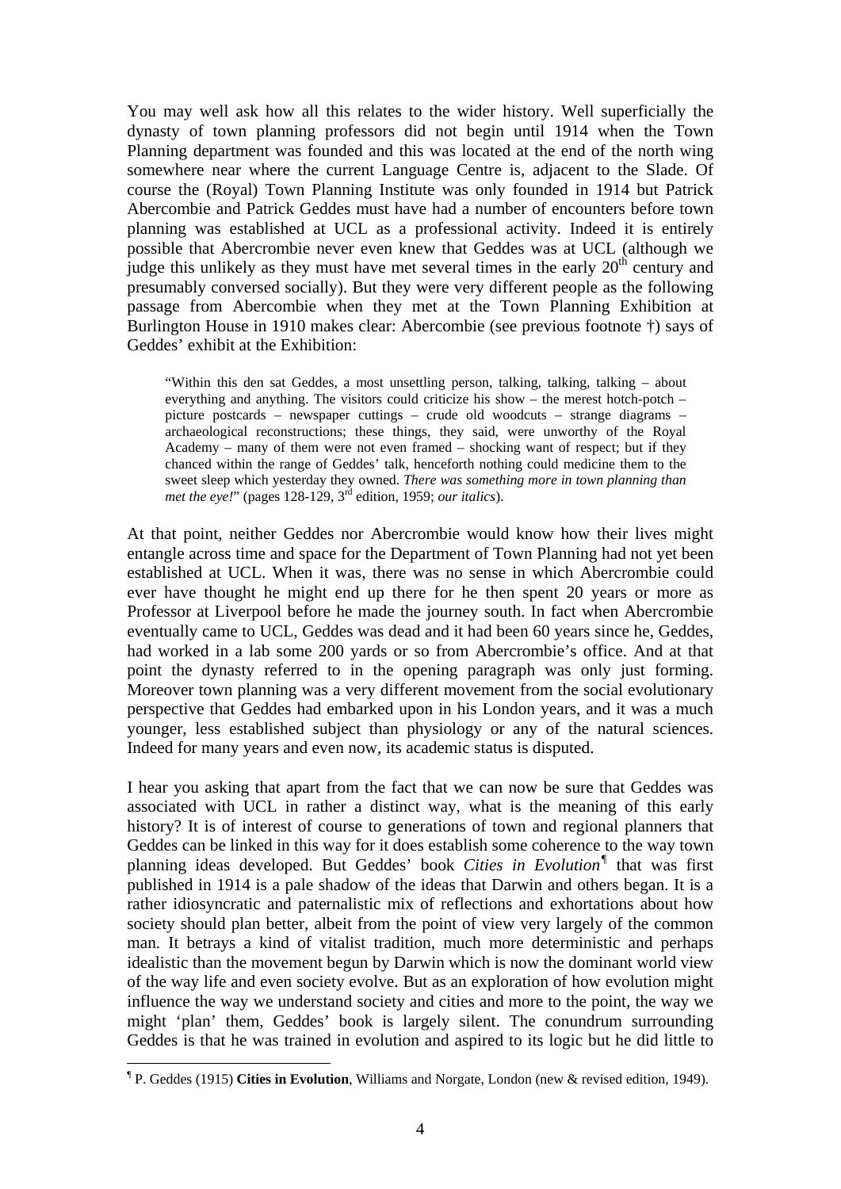You may well ask how all this relates to the wider history. Well superficially the dynasty of town planning professors did not begin until 1914 when the Town Planning department was founded and this was located at the end of the north wing somewhere near where the current Language Centre is, adjacent to the Slade. Of course the (Royal) Town Planning Institute was only founded in 1914 but Patrick Abercombie and Patrick Geddes must have had a number of encounters before town planning was established at UCL as a professional activity. Indeed it is entirely possible that Abercrombie never even knew that Geddes was at UCL (although we judge this unlikely as they must have met several times in the early 20th century and presumably conversed socially). But they were very different people as the following passage from Abercombie when they met at the Town Planning Exhibition at Burlington House in 1910 makes clear: Abercombie (see previous footnote †) says of Geddes' exhibit at the Exhibition:

> "Within this den sat Geddes, a most unsettling person, talking, talking, talking – about everything and anything. The visitors could criticize his show – the merest hotch-potch – picture postcards – newspaper cuttings – crude old woodcuts – strange diagrams – archaeological reconstructions; these things, they said, were unworthy of the Royal Academy – many of them were not even framed – shocking want of respect; but if they chanced within the range of Geddes' talk, henceforth nothing could medicine them to the sweet sleep which yesterday they owned. *There was something more in town planning than met the eye!*" (pages 128-129, 3rd edition, 1959; *our italics*).

At that point, neither Geddes nor Abercrombie would know how their lives might entangle across time and space for the Department of Town Planning had not yet been established at UCL. When it was, there was no sense in which Abercrombie could ever have thought he might end up there for he then spent 20 years or more as Professor at Liverpool before he made the journey south. In fact when Abercrombie eventually came to UCL, Geddes was dead and it had been 60 years since he, Geddes, had worked in a lab some 200 yards or so from Abercrombie's office. And at that point the dynasty referred to in the opening paragraph was only just forming. Moreover town planning was a very different movement from the social evolutionary perspective that Geddes had embarked upon in his London years, and it was a much younger, less established subject than physiology or any of the natural sciences. Indeed for many years and even now, its academic status is disputed.

I hear you asking that apart from the fact that we can now be sure that Geddes was associated with UCL in rather a distinct way, what is the meaning of this early history? It is of interest of course to generations of town and regional planners that Geddes can be linked in this way for it does establish some coherence to the way town planning ideas developed. But Geddes' book *Cities in Evolution*[¶] that was first published in 1914 is a pale shadow of the ideas that Darwin and others began. It is a rather idiosyncratic and paternalistic mix of reflections and exhortations about how society should plan better, albeit from the point of view very largely of the common man. It betrays a kind of vitalist tradition, much more deterministic and perhaps idealistic than the movement begun by Darwin which is now the dominant world view of the way life and even society evolve. But as an exploration of how evolution might influence the way we understand society and cities and more to the point, the way we might 'plan' them, Geddes' book is largely silent. The conundrum surrounding Geddes is that he was trained in evolution and aspired to its logic but he did little to

[¶] P. Geddes (1915) **Cities in Evolution**, Williams and Norgate, London (new & revised edition, 1949).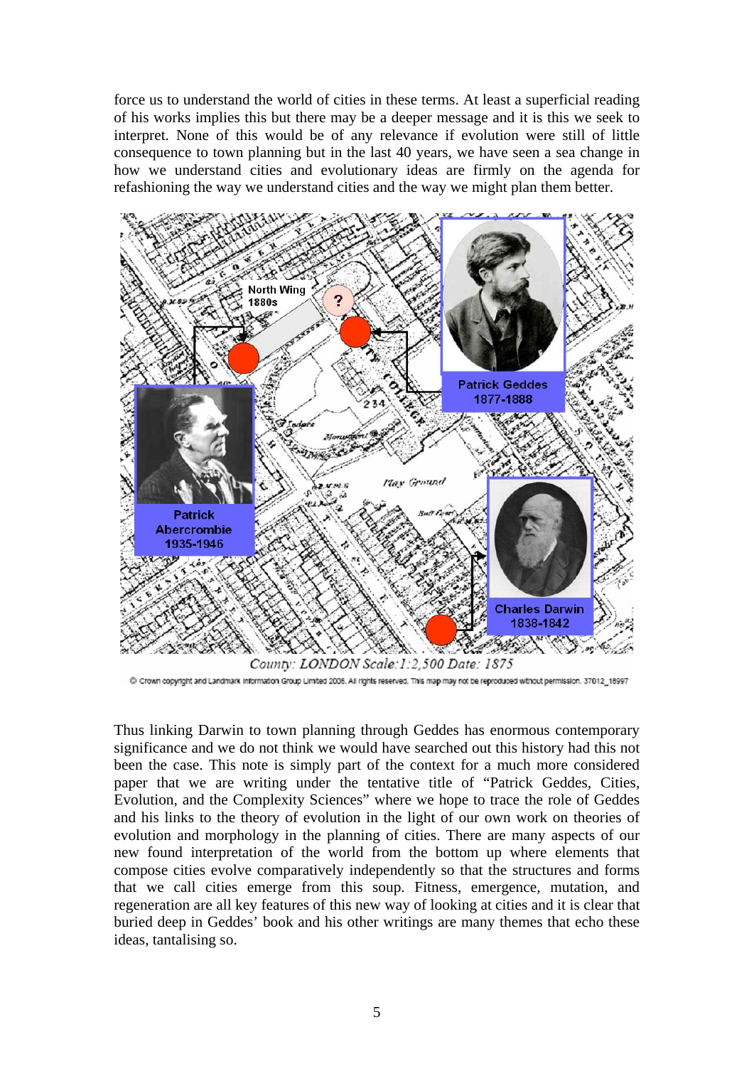force us to understand the world of cities in these terms. At least a superficial reading of his works implies this but there may be a deeper message and it is this we seek to interpret. None of this would be of any relevance if evolution were still of little consequence to town planning but in the last 40 years, we have seen a sea change in how we understand cities and evolutionary ideas are firmly on the agenda for refashioning the way we understand cities and the way we might plan them better.

North Wing 1880s

Patrick Geddes 1877-1888

Patrick Abercrombie 1935-1946

Charles Darwin 1838-1842

*County: LONDON Scale: 1:2,500 Date: 1875*

© Crown copyright and Landmark Information Group Limited 2005. All rights reserved. This map may not be reproduced without permission. 37012_18997

Thus linking Darwin to town planning through Geddes has enormous contemporary significance and we do not think we would have searched out this history had this not been the case. This note is simply part of the context for a much more considered paper that we are writing under the tentative title of "Patrick Geddes, Cities, Evolution, and the Complexity Sciences" where we hope to trace the role of Geddes and his links to the theory of evolution in the light of our own work on theories of evolution and morphology in the planning of cities. There are many aspects of our new found interpretation of the world from the bottom up where elements that compose cities evolve comparatively independently so that the structures and forms that we call cities emerge from this soup. Fitness, emergence, mutation, and regeneration are all key features of this new way of looking at cities and it is clear that buried deep in Geddes' book and his other writings are many themes that echo these ideas, tantalising so.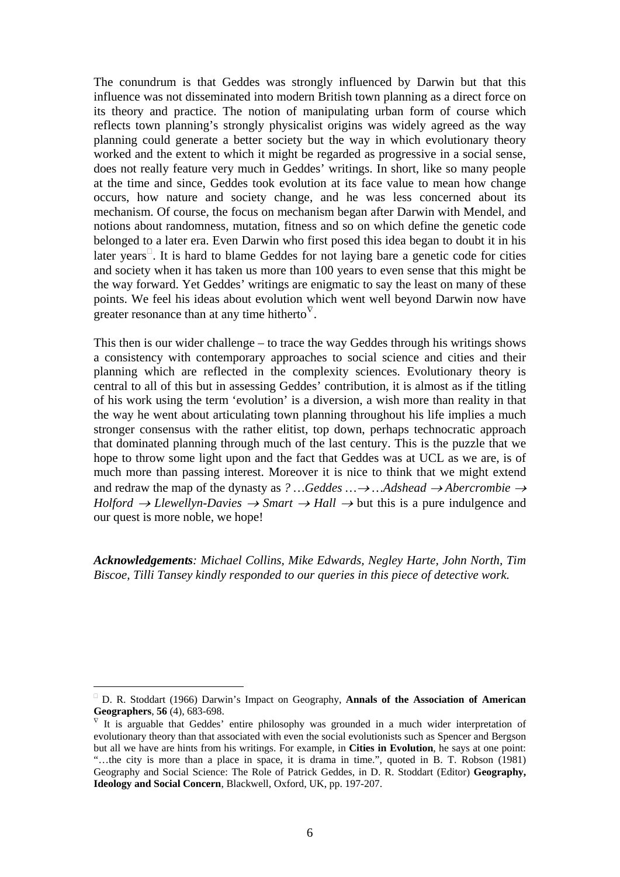The conundrum is that Geddes was strongly influenced by Darwin but that this influence was not disseminated into modern British town planning as a direct force on its theory and practice. The notion of manipulating urban form of course which reflects town planning's strongly physicalist origins was widely agreed as the way planning could generate a better society but the way in which evolutionary theory worked and the extent to which it might be regarded as progressive in a social sense, does not really feature very much in Geddes' writings. In short, like so many people at the time and since, Geddes took evolution at its face value to mean how change occurs, how nature and society change, and he was less concerned about its mechanism. Of course, the focus on mechanism began after Darwin with Mendel, and notions about randomness, mutation, fitness and so on which define the genetic code belonged to a later era. Even Darwin who first posed this idea began to doubt it in his later years[□]. It is hard to blame Geddes for not laying bare a genetic code for cities and society when it has taken us more than 100 years to even sense that this might be the way forward. Yet Geddes' writings are enigmatic to say the least on many of these points. We feel his ideas about evolution which went well beyond Darwin now have greater resonance than at any time hitherto[∇].

This then is our wider challenge – to trace the way Geddes through his writings shows a consistency with contemporary approaches to social science and cities and their planning which are reflected in the complexity sciences. Evolutionary theory is central to all of this but in assessing Geddes' contribution, it is almost as if the titling of his work using the term 'evolution' is a diversion, a wish more than reality in that the way he went about articulating town planning throughout his life implies a much stronger consensus with the rather elitist, top down, perhaps technocratic approach that dominated planning through much of the last century. This is the puzzle that we hope to throw some light upon and the fact that Geddes was at UCL as we are, is of much more than passing interest. Moreover it is nice to think that we might extend and redraw the map of the dynasty as *? …Geddes …→…Adshead → Abercrombie → Holford → Llewellyn-Davies → Smart → Hall →* but this is a pure indulgence and our quest is more noble, we hope!

***Acknowledgements**: Michael Collins, Mike Edwards, Negley Harte, John North, Tim Biscoe, Tilli Tansey kindly responded to our queries in this piece of detective work.*

---

[□] D. R. Stoddart (1966) Darwin's Impact on Geography, **Annals of the Association of American Geographers**, **56** (4), 683-698.

[∇] It is arguable that Geddes' entire philosophy was grounded in a much wider interpretation of evolutionary theory than that associated with even the social evolutionists such as Spencer and Bergson but all we have are hints from his writings. For example, in **Cities in Evolution**, he says at one point: "…the city is more than a place in space, it is drama in time.", quoted in B. T. Robson (1981) Geography and Social Science: The Role of Patrick Geddes, in D. R. Stoddart (Editor) **Geography, Ideology and Social Concern**, Blackwell, Oxford, UK, pp. 197-207.